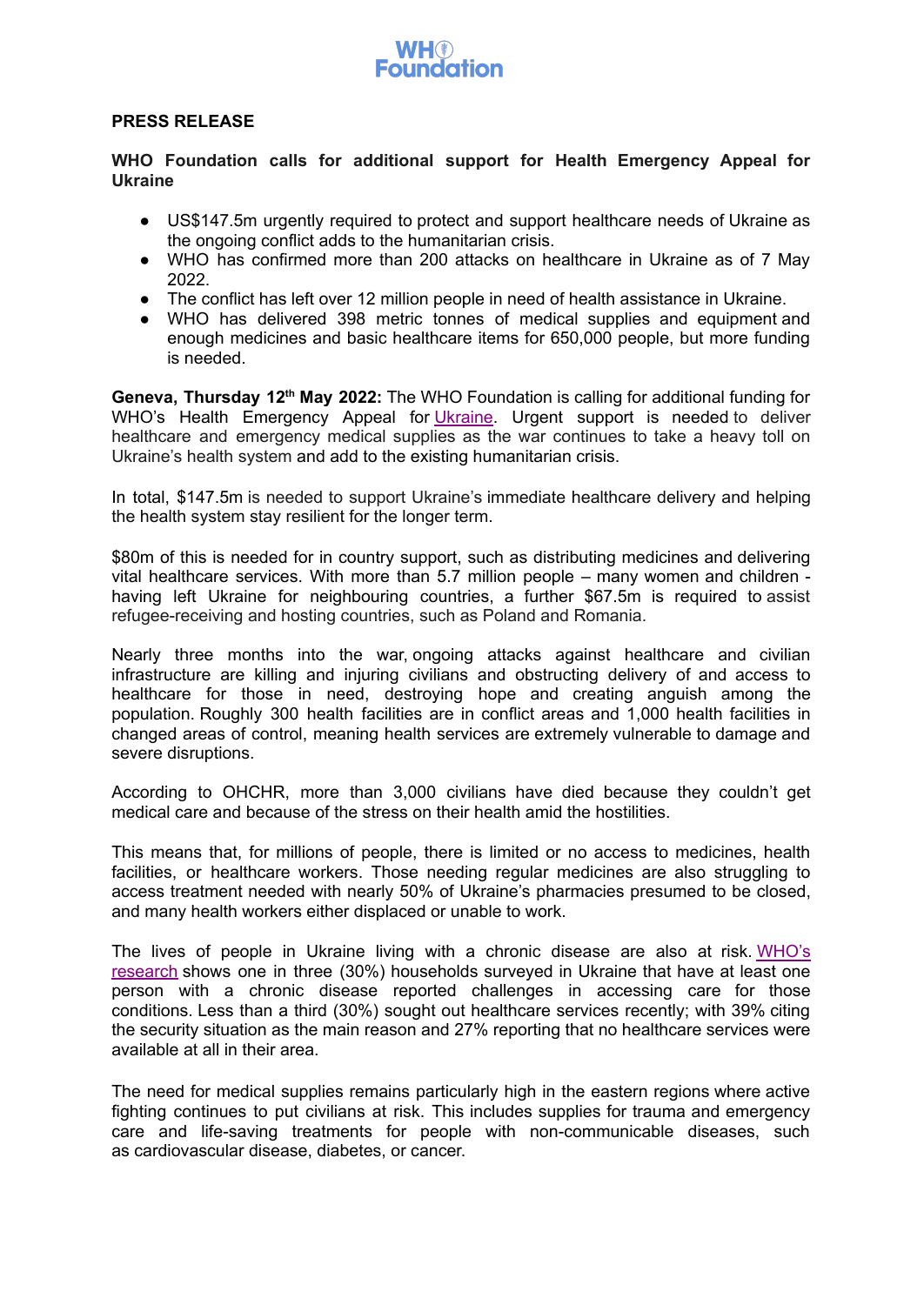**PRESS RELEASE**

**WHO Foundation calls for additional support for Health Emergency Appeal for Ukraine**

- US$147.5m urgently required to protect and support healthcare needs of Ukraine as the ongoing conflict adds to the humanitarian crisis.
- WHO has confirmed more than 200 attacks on healthcare in Ukraine as of 7 May 2022.
- The conflict has left over 12 million people in need of health assistance in Ukraine.
- WHO has delivered 398 metric tonnes of medical supplies and equipment and enough medicines and basic healthcare items for 650,000 people, but more funding is needed.

**Geneva, Thursday 12th May 2022:** The WHO Foundation is calling for additional funding for WHO's Health Emergency Appeal for Ukraine. Urgent support is needed to deliver healthcare and emergency medical supplies as the war continues to take a heavy toll on Ukraine's health system and add to the existing humanitarian crisis.

In total, $147.5m is needed to support Ukraine's immediate healthcare delivery and helping the health system stay resilient for the longer term.

$80m of this is needed for in country support, such as distributing medicines and delivering vital healthcare services. With more than 5.7 million people – many women and children - having left Ukraine for neighbouring countries, a further $67.5m is required to assist refugee-receiving and hosting countries, such as Poland and Romania.

Nearly three months into the war, ongoing attacks against healthcare and civilian infrastructure are killing and injuring civilians and obstructing delivery of and access to healthcare for those in need, destroying hope and creating anguish among the population. Roughly 300 health facilities are in conflict areas and 1,000 health facilities in changed areas of control, meaning health services are extremely vulnerable to damage and severe disruptions.

According to OHCHR, more than 3,000 civilians have died because they couldn't get medical care and because of the stress on their health amid the hostilities.

This means that, for millions of people, there is limited or no access to medicines, health facilities, or healthcare workers. Those needing regular medicines are also struggling to access treatment needed with nearly 50% of Ukraine's pharmacies presumed to be closed, and many health workers either displaced or unable to work.

The lives of people in Ukraine living with a chronic disease are also at risk. WHO's research shows one in three (30%) households surveyed in Ukraine that have at least one person with a chronic disease reported challenges in accessing care for those conditions. Less than a third (30%) sought out healthcare services recently; with 39% citing the security situation as the main reason and 27% reporting that no healthcare services were available at all in their area.

The need for medical supplies remains particularly high in the eastern regions where active fighting continues to put civilians at risk. This includes supplies for trauma and emergency care and life-saving treatments for people with non-communicable diseases, such as cardiovascular disease, diabetes, or cancer.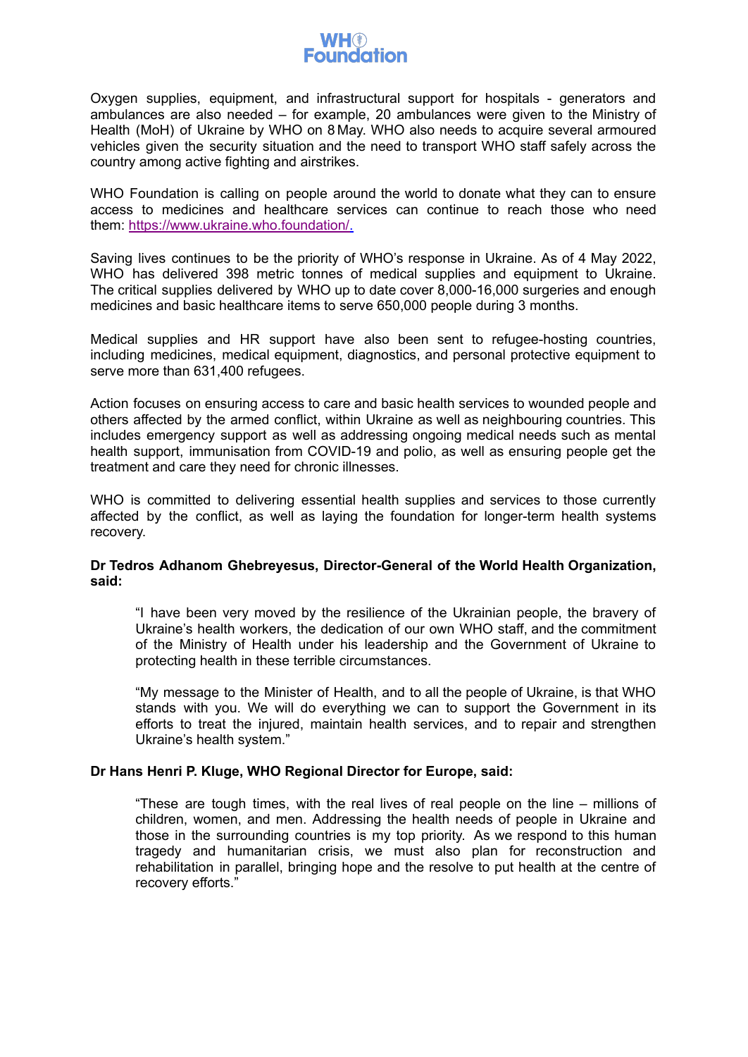Oxygen supplies, equipment, and infrastructural support for hospitals - generators and ambulances are also needed – for example, 20 ambulances were given to the Ministry of Health (MoH) of Ukraine by WHO on 8 May. WHO also needs to acquire several armoured vehicles given the security situation and the need to transport WHO staff safely across the country among active fighting and airstrikes.

WHO Foundation is calling on people around the world to donate what they can to ensure access to medicines and healthcare services can continue to reach those who need them: [https://www.ukraine.who.foundation/.](https://www.ukraine.who.foundation/)

Saving lives continues to be the priority of WHO's response in Ukraine. As of 4 May 2022, WHO has delivered 398 metric tonnes of medical supplies and equipment to Ukraine. The critical supplies delivered by WHO up to date cover 8,000-16,000 surgeries and enough medicines and basic healthcare items to serve 650,000 people during 3 months.

Medical supplies and HR support have also been sent to refugee-hosting countries, including medicines, medical equipment, diagnostics, and personal protective equipment to serve more than 631,400 refugees.

Action focuses on ensuring access to care and basic health services to wounded people and others affected by the armed conflict, within Ukraine as well as neighbouring countries. This includes emergency support as well as addressing ongoing medical needs such as mental health support, immunisation from COVID-19 and polio, as well as ensuring people get the treatment and care they need for chronic illnesses.

WHO is committed to delivering essential health supplies and services to those currently affected by the conflict, as well as laying the foundation for longer-term health systems recovery.

**Dr Tedros Adhanom Ghebreyesus, Director-General of the World Health Organization, said:**

> "I have been very moved by the resilience of the Ukrainian people, the bravery of Ukraine's health workers, the dedication of our own WHO staff, and the commitment of the Ministry of Health under his leadership and the Government of Ukraine to protecting health in these terrible circumstances.
>
> "My message to the Minister of Health, and to all the people of Ukraine, is that WHO stands with you. We will do everything we can to support the Government in its efforts to treat the injured, maintain health services, and to repair and strengthen Ukraine's health system."

**Dr Hans Henri P. Kluge, WHO Regional Director for Europe, said:**

> "These are tough times, with the real lives of real people on the line – millions of children, women, and men. Addressing the health needs of people in Ukraine and those in the surrounding countries is my top priority. As we respond to this human tragedy and humanitarian crisis, we must also plan for reconstruction and rehabilitation in parallel, bringing hope and the resolve to put health at the centre of recovery efforts."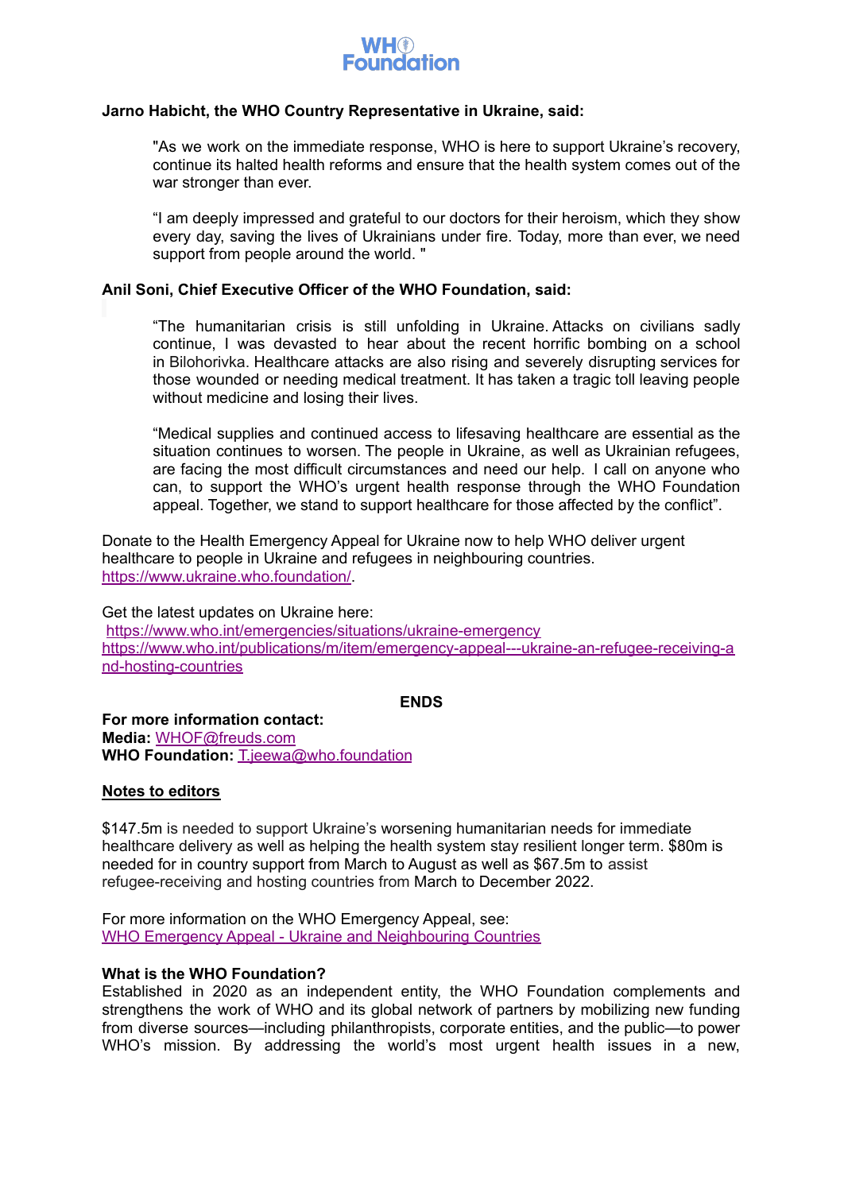**Jarno Habicht, the WHO Country Representative in Ukraine, said:**

> "As we work on the immediate response, WHO is here to support Ukraine's recovery, continue its halted health reforms and ensure that the health system comes out of the war stronger than ever.
>
> "I am deeply impressed and grateful to our doctors for their heroism, which they show every day, saving the lives of Ukrainians under fire. Today, more than ever, we need support from people around the world. "

**Anil Soni, Chief Executive Officer of the WHO Foundation, said:**

> "The humanitarian crisis is still unfolding in Ukraine. Attacks on civilians sadly continue, I was devastated to hear about the recent horrific bombing on a school in Bilohorivka. Healthcare attacks are also rising and severely disrupting services for those wounded or needing medical treatment. It has taken a tragic toll leaving people without medicine and losing their lives.
>
> "Medical supplies and continued access to lifesaving healthcare are essential as the situation continues to worsen. The people in Ukraine, as well as Ukrainian refugees, are facing the most difficult circumstances and need our help. I call on anyone who can, to support the WHO's urgent health response through the WHO Foundation appeal. Together, we stand to support healthcare for those affected by the conflict".

Donate to the Health Emergency Appeal for Ukraine now to help WHO deliver urgent healthcare to people in Ukraine and refugees in neighbouring countries. https://www.ukraine.who.foundation/.

Get the latest updates on Ukraine here:
https://www.who.int/emergencies/situations/ukraine-emergency
https://www.who.int/publications/m/item/emergency-appeal---ukraine-an-refugee-receiving-and-hosting-countries

**ENDS**

**For more information contact:**
**Media:** WHOF@freuds.com
**WHO Foundation:** T.jeewa@who.foundation

## Notes to editors

$147.5m is needed to support Ukraine's worsening humanitarian needs for immediate healthcare delivery as well as helping the health system stay resilient longer term. $80m is needed for in country support from March to August as well as $67.5m to assist refugee-receiving and hosting countries from March to December 2022.

For more information on the WHO Emergency Appeal, see:
WHO Emergency Appeal - Ukraine and Neighbouring Countries

**What is the WHO Foundation?**
Established in 2020 as an independent entity, the WHO Foundation complements and strengthens the work of WHO and its global network of partners by mobilizing new funding from diverse sources—including philanthropists, corporate entities, and the public—to power WHO's mission. By addressing the world's most urgent health issues in a new,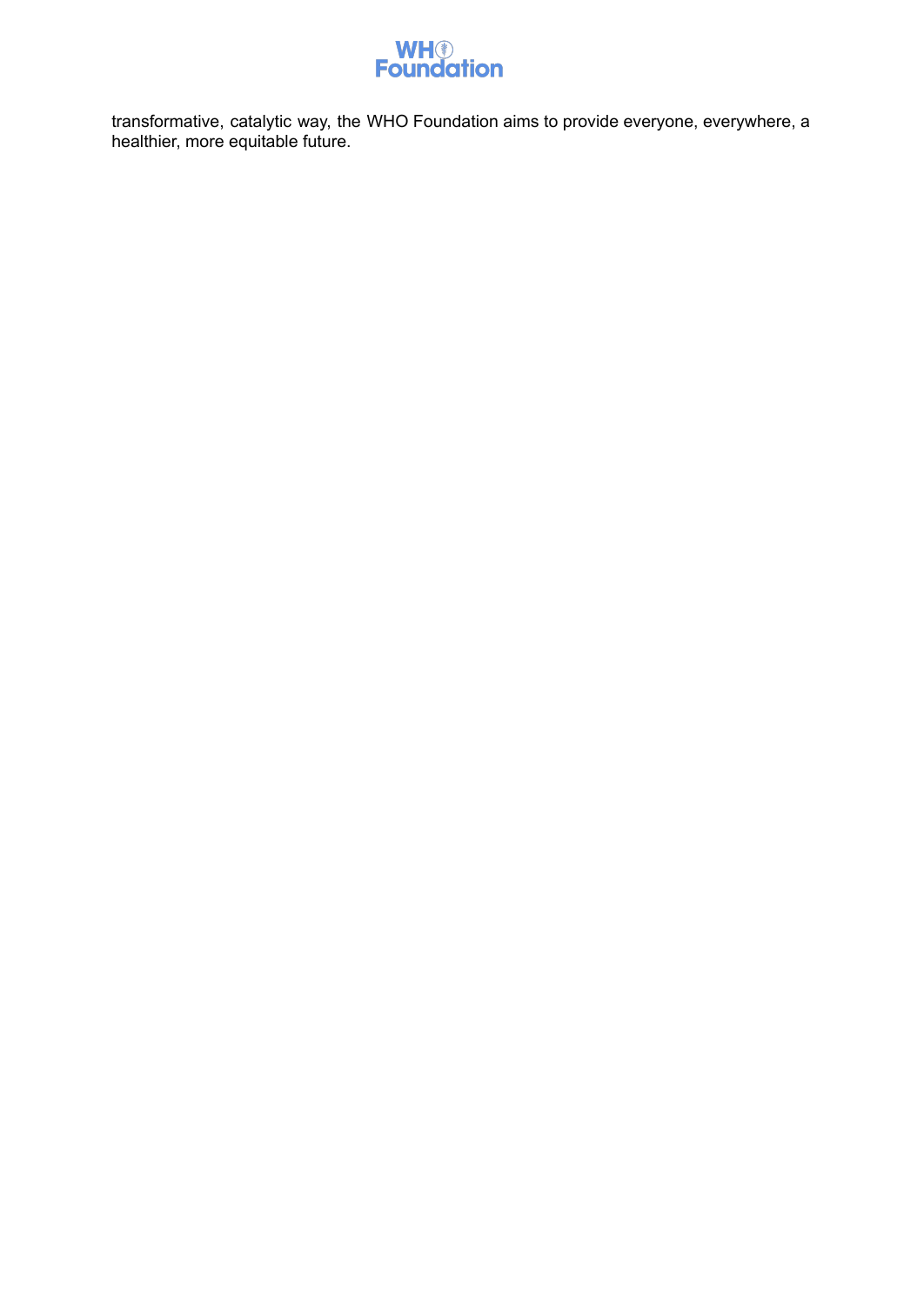transformative, catalytic way, the WHO Foundation aims to provide everyone, everywhere, a healthier, more equitable future.